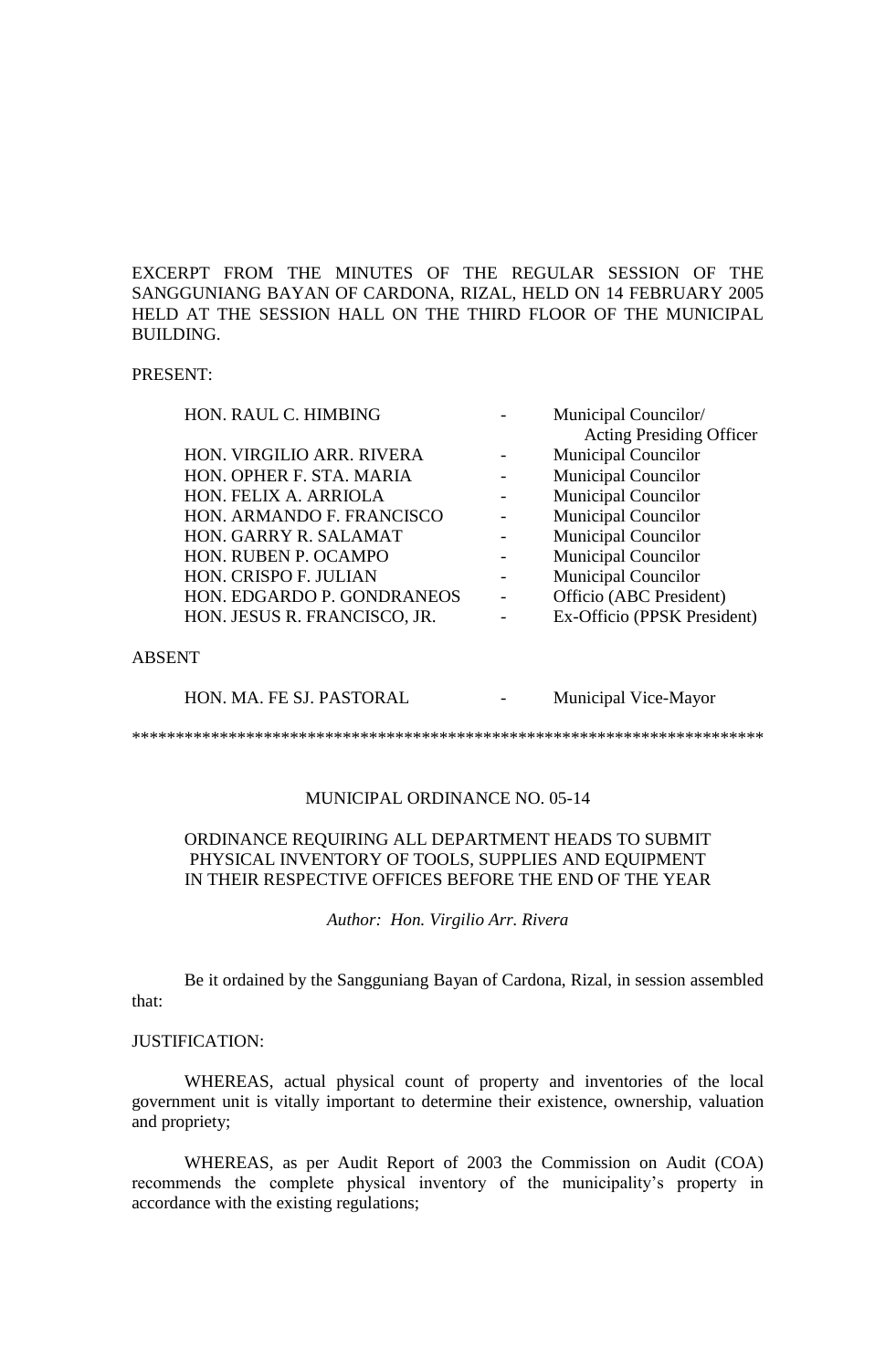EXCERPT FROM THE MINUTES OF THE REGULAR SESSION OF THE SANGGUNIANG BAYAN OF CARDONA, RIZAL, HELD ON 14 FEBRUARY 2005 HELD AT THE SESSION HALL ON THE THIRD FLOOR OF THE MUNICIPAL BUILDING.

PRESENT:

| | | |
|---|---|---|
| HON. RAUL C. HIMBING | - | Municipal Councilor/ Acting Presiding Officer |
| HON. VIRGILIO ARR. RIVERA | - | Municipal Councilor |
| HON. OPHER F. STA. MARIA | - | Municipal Councilor |
| HON. FELIX A. ARRIOLA | - | Municipal Councilor |
| HON. ARMANDO F. FRANCISCO | - | Municipal Councilor |
| HON. GARRY R. SALAMAT | - | Municipal Councilor |
| HON. RUBEN P. OCAMPO | - | Municipal Councilor |
| HON. CRISPO F. JULIAN | - | Municipal Councilor |
| HON. EDGARDO P. GONDRANEOS | - | Officio (ABC President) |
| HON. JESUS R. FRANCISCO, JR. | - | Ex-Officio (PPSK President) |

ABSENT

| | | |
|---|---|---|
| HON. MA. FE SJ. PASTORAL | - | Municipal Vice-Mayor |

**************************************************************************

MUNICIPAL ORDINANCE NO. 05-14

ORDINANCE REQUIRING ALL DEPARTMENT HEADS TO SUBMIT PHYSICAL INVENTORY OF TOOLS, SUPPLIES AND EQUIPMENT IN THEIR RESPECTIVE OFFICES BEFORE THE END OF THE YEAR

*Author: Hon. Virgilio Arr. Rivera*

Be it ordained by the Sangguniang Bayan of Cardona, Rizal, in session assembled that:

JUSTIFICATION:

WHEREAS, actual physical count of property and inventories of the local government unit is vitally important to determine their existence, ownership, valuation and propriety;

WHEREAS, as per Audit Report of 2003 the Commission on Audit (COA) recommends the complete physical inventory of the municipality's property in accordance with the existing regulations;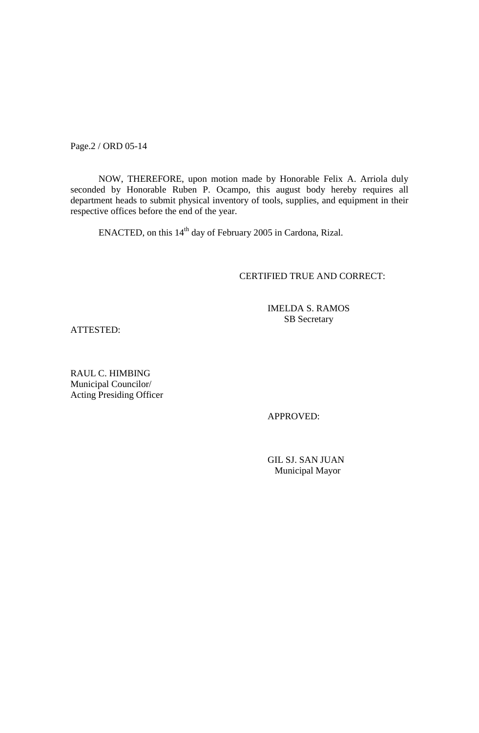NOW, THEREFORE, upon motion made by Honorable Felix A. Arriola duly seconded by Honorable Ruben P. Ocampo, this august body hereby requires all department heads to submit physical inventory of tools, supplies, and equipment in their respective offices before the end of the year.

ENACTED, on this 14th day of February 2005 in Cardona, Rizal.

CERTIFIED TRUE AND CORRECT:

IMELDA S. RAMOS
SB Secretary

ATTESTED:

RAUL C. HIMBING
Municipal Councilor/
Acting Presiding Officer

APPROVED:

GIL SJ. SAN JUAN
Municipal Mayor